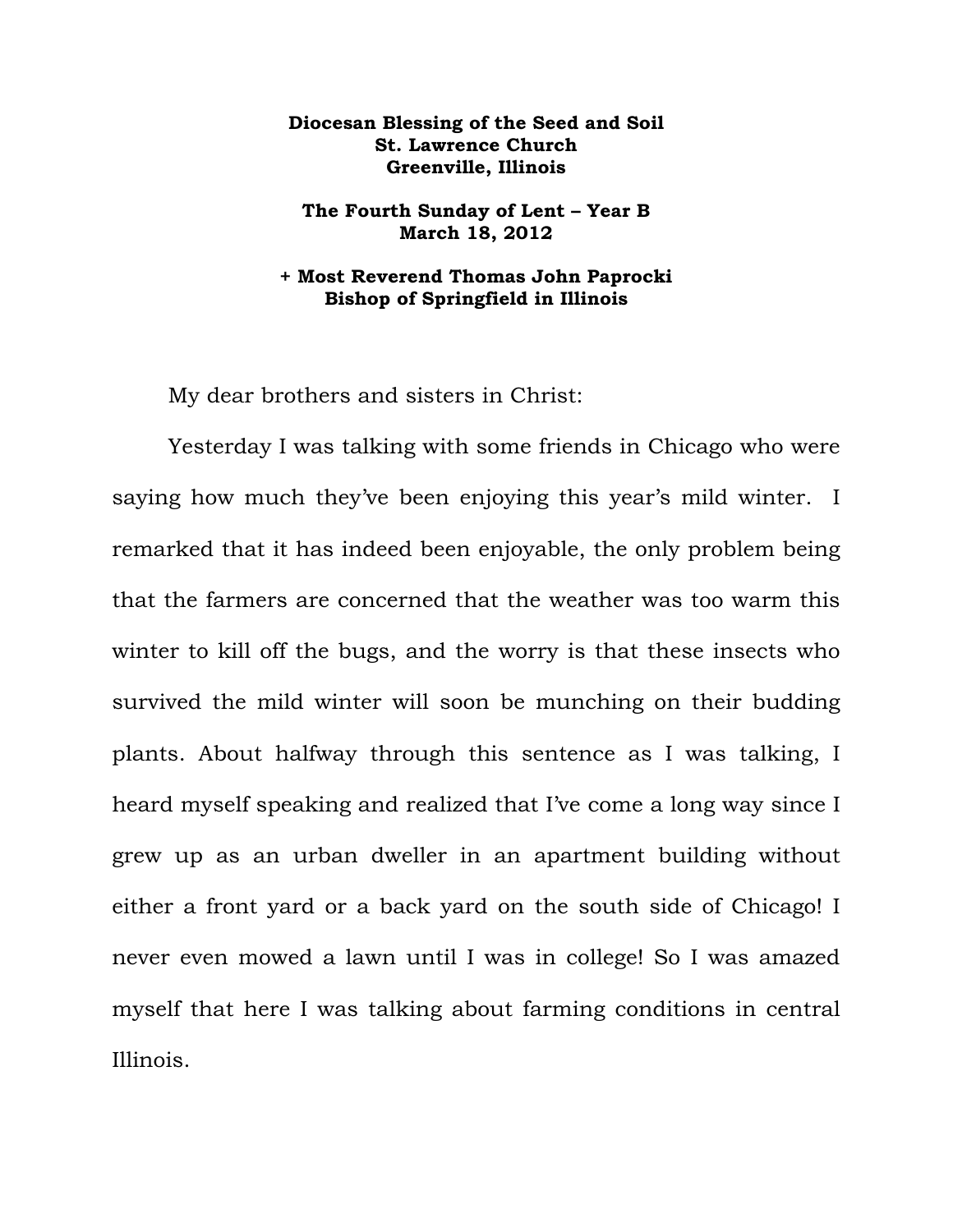**Diocesan Blessing of the Seed and Soil**
**St. Lawrence Church**
**Greenville, Illinois**

**The Fourth Sunday of Lent – Year B**
**March 18, 2012**

**+ Most Reverend Thomas John Paprocki**
**Bishop of Springfield in Illinois**

My dear brothers and sisters in Christ:

Yesterday I was talking with some friends in Chicago who were saying how much they've been enjoying this year's mild winter. I remarked that it has indeed been enjoyable, the only problem being that the farmers are concerned that the weather was too warm this winter to kill off the bugs, and the worry is that these insects who survived the mild winter will soon be munching on their budding plants. About halfway through this sentence as I was talking, I heard myself speaking and realized that I've come a long way since I grew up as an urban dweller in an apartment building without either a front yard or a back yard on the south side of Chicago! I never even mowed a lawn until I was in college! So I was amazed myself that here I was talking about farming conditions in central Illinois.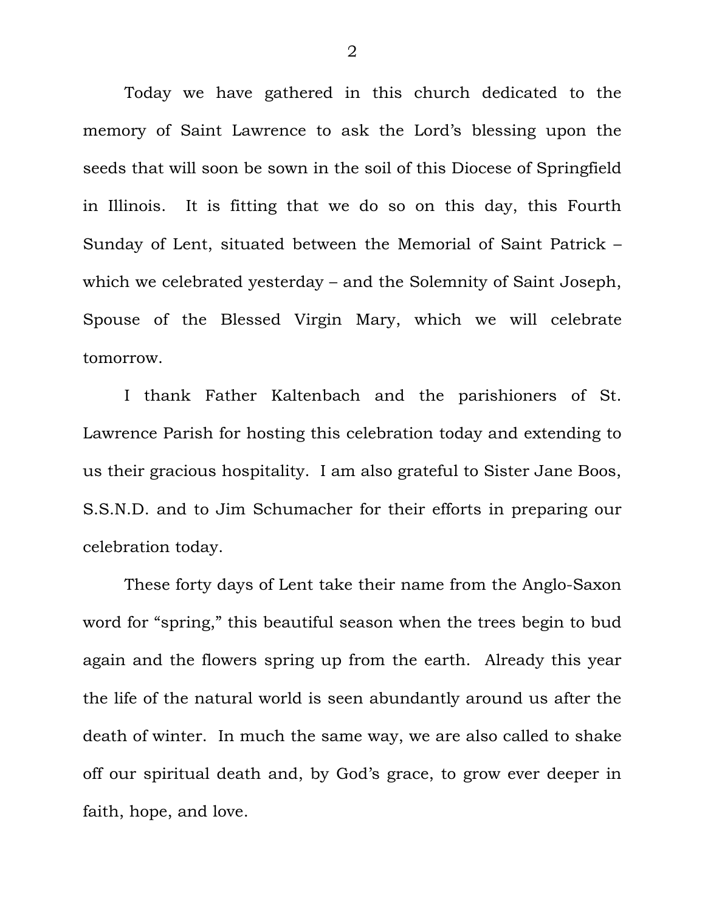Today we have gathered in this church dedicated to the memory of Saint Lawrence to ask the Lord's blessing upon the seeds that will soon be sown in the soil of this Diocese of Springfield in Illinois. It is fitting that we do so on this day, this Fourth Sunday of Lent, situated between the Memorial of Saint Patrick – which we celebrated yesterday – and the Solemnity of Saint Joseph, Spouse of the Blessed Virgin Mary, which we will celebrate tomorrow.

I thank Father Kaltenbach and the parishioners of St. Lawrence Parish for hosting this celebration today and extending to us their gracious hospitality. I am also grateful to Sister Jane Boos, S.S.N.D. and to Jim Schumacher for their efforts in preparing our celebration today.

These forty days of Lent take their name from the Anglo-Saxon word for "spring," this beautiful season when the trees begin to bud again and the flowers spring up from the earth. Already this year the life of the natural world is seen abundantly around us after the death of winter. In much the same way, we are also called to shake off our spiritual death and, by God's grace, to grow ever deeper in faith, hope, and love.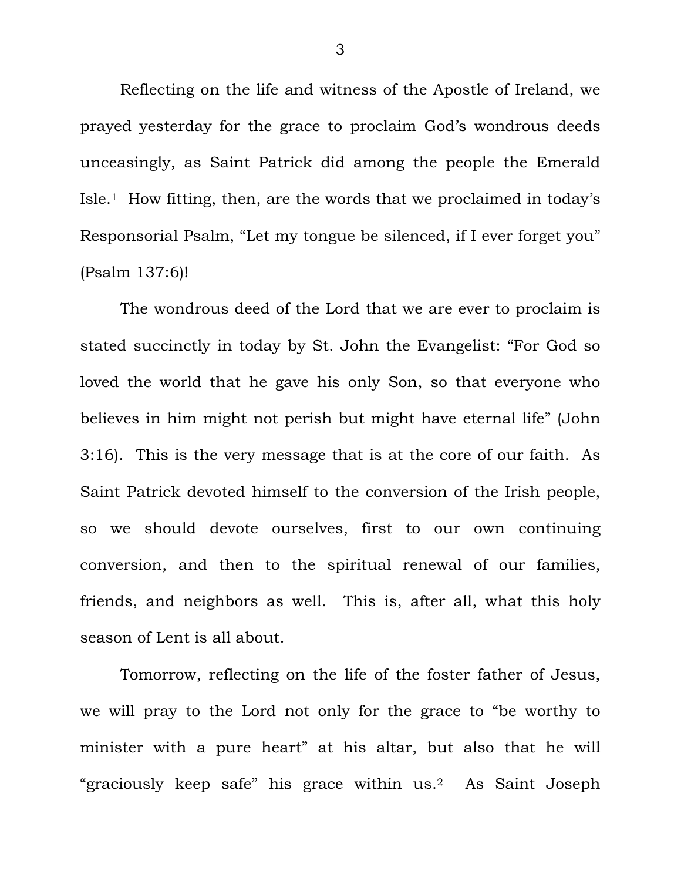Reflecting on the life and witness of the Apostle of Ireland, we prayed yesterday for the grace to proclaim God's wondrous deeds unceasingly, as Saint Patrick did among the people the Emerald Isle.[1] How fitting, then, are the words that we proclaimed in today's Responsorial Psalm, "Let my tongue be silenced, if I ever forget you" (Psalm 137:6)!

The wondrous deed of the Lord that we are ever to proclaim is stated succinctly in today by St. John the Evangelist: "For God so loved the world that he gave his only Son, so that everyone who believes in him might not perish but might have eternal life" (John 3:16). This is the very message that is at the core of our faith. As Saint Patrick devoted himself to the conversion of the Irish people, so we should devote ourselves, first to our own continuing conversion, and then to the spiritual renewal of our families, friends, and neighbors as well. This is, after all, what this holy season of Lent is all about.

Tomorrow, reflecting on the life of the foster father of Jesus, we will pray to the Lord not only for the grace to "be worthy to minister with a pure heart" at his altar, but also that he will "graciously keep safe" his grace within us.[2] As Saint Joseph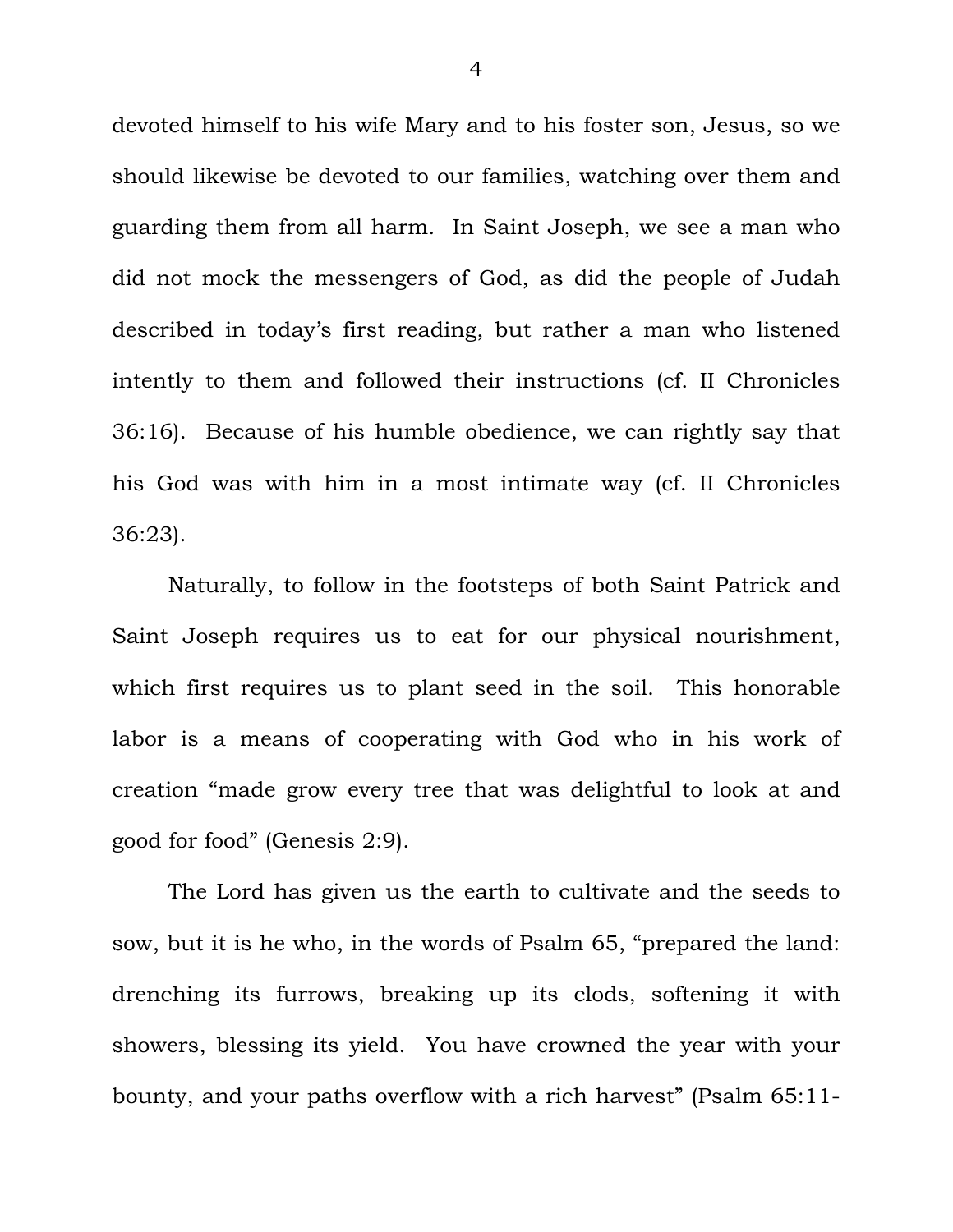devoted himself to his wife Mary and to his foster son, Jesus, so we should likewise be devoted to our families, watching over them and guarding them from all harm. In Saint Joseph, we see a man who did not mock the messengers of God, as did the people of Judah described in today's first reading, but rather a man who listened intently to them and followed their instructions (cf. II Chronicles 36:16). Because of his humble obedience, we can rightly say that his God was with him in a most intimate way (cf. II Chronicles 36:23).

Naturally, to follow in the footsteps of both Saint Patrick and Saint Joseph requires us to eat for our physical nourishment, which first requires us to plant seed in the soil. This honorable labor is a means of cooperating with God who in his work of creation "made grow every tree that was delightful to look at and good for food" (Genesis 2:9).

The Lord has given us the earth to cultivate and the seeds to sow, but it is he who, in the words of Psalm 65, "prepared the land: drenching its furrows, breaking up its clods, softening it with showers, blessing its yield. You have crowned the year with your bounty, and your paths overflow with a rich harvest" (Psalm 65:11-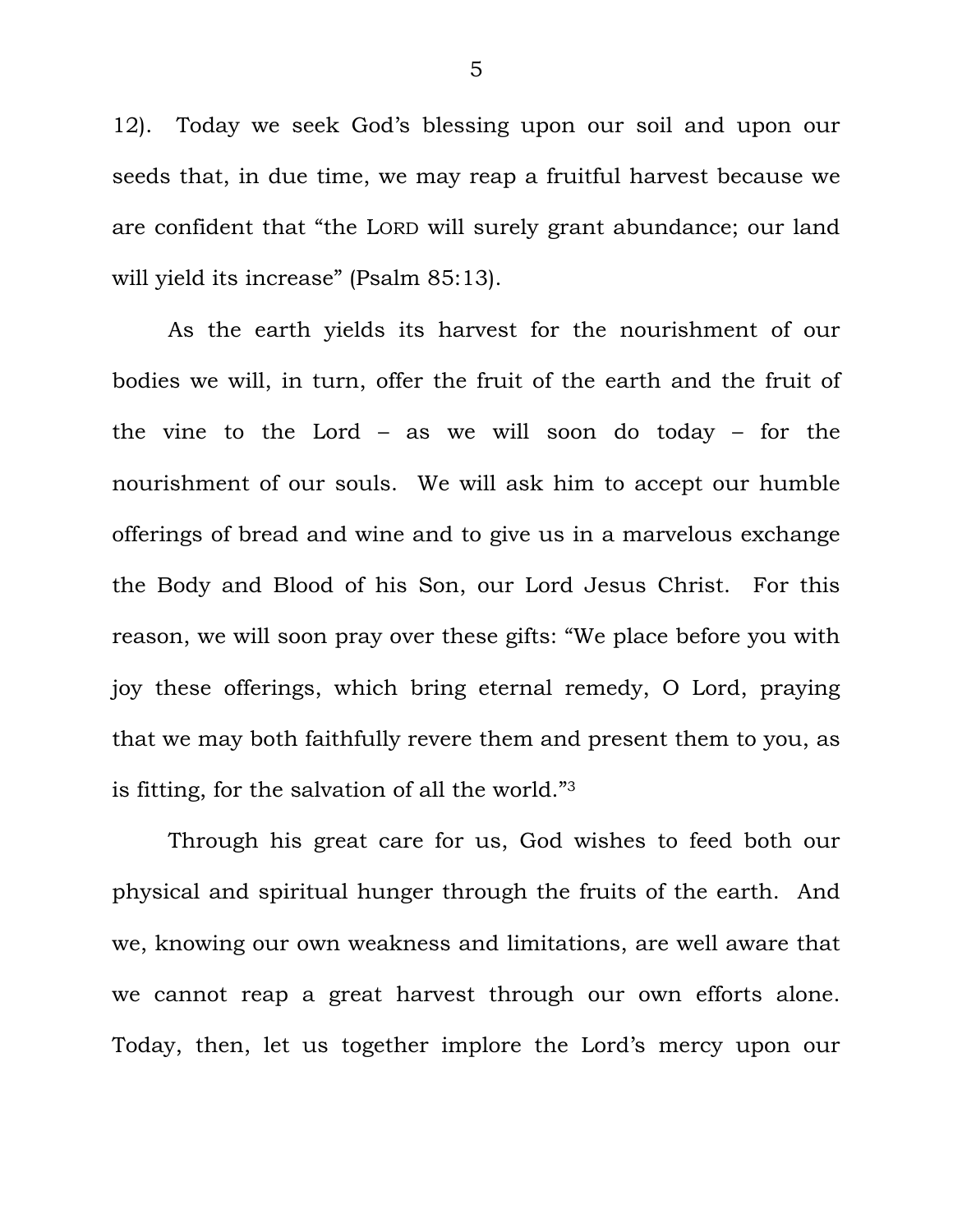12). Today we seek God's blessing upon our soil and upon our seeds that, in due time, we may reap a fruitful harvest because we are confident that "the LORD will surely grant abundance; our land will yield its increase" (Psalm 85:13).

As the earth yields its harvest for the nourishment of our bodies we will, in turn, offer the fruit of the earth and the fruit of the vine to the Lord – as we will soon do today – for the nourishment of our souls. We will ask him to accept our humble offerings of bread and wine and to give us in a marvelous exchange the Body and Blood of his Son, our Lord Jesus Christ. For this reason, we will soon pray over these gifts: "We place before you with joy these offerings, which bring eternal remedy, O Lord, praying that we may both faithfully revere them and present them to you, as is fitting, for the salvation of all the world."[3]

Through his great care for us, God wishes to feed both our physical and spiritual hunger through the fruits of the earth. And we, knowing our own weakness and limitations, are well aware that we cannot reap a great harvest through our own efforts alone. Today, then, let us together implore the Lord's mercy upon our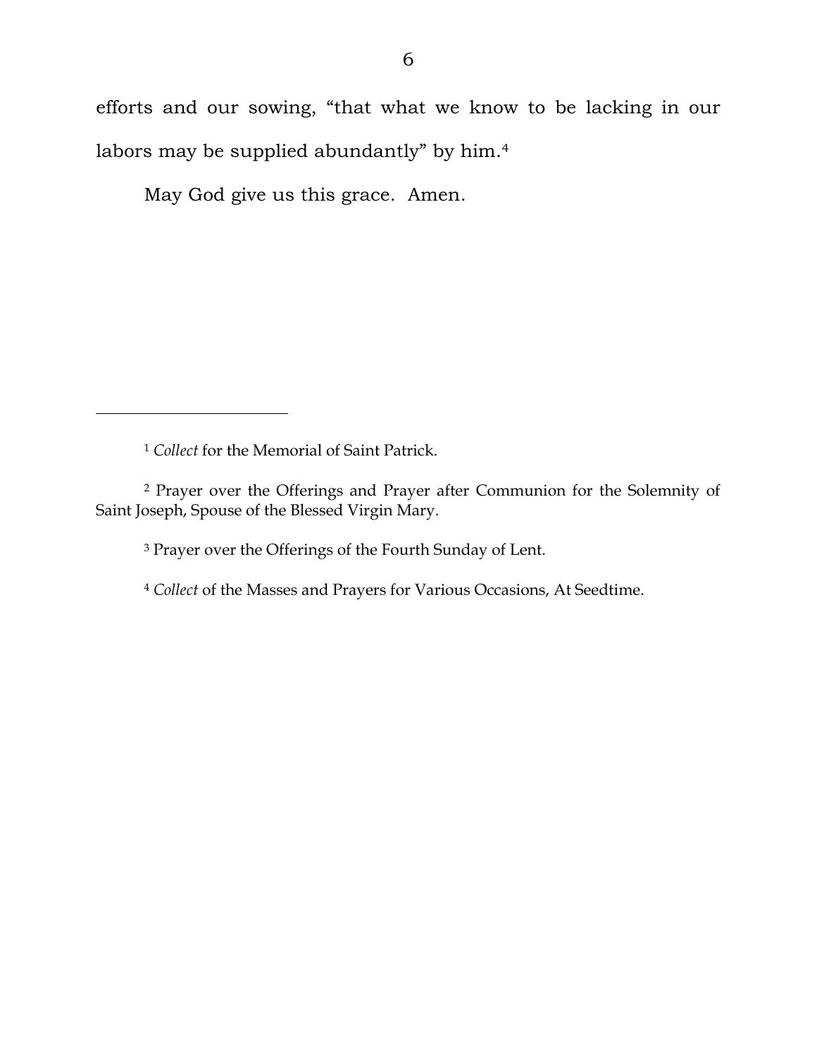efforts and our sowing, "that what we know to be lacking in our labors may be supplied abundantly" by him.[4]

May God give us this grace. Amen.

---

[1] *Collect* for the Memorial of Saint Patrick.

[2] Prayer over the Offerings and Prayer after Communion for the Solemnity of Saint Joseph, Spouse of the Blessed Virgin Mary.

[3] Prayer over the Offerings of the Fourth Sunday of Lent.

[4] *Collect* of the Masses and Prayers for Various Occasions, At Seedtime.